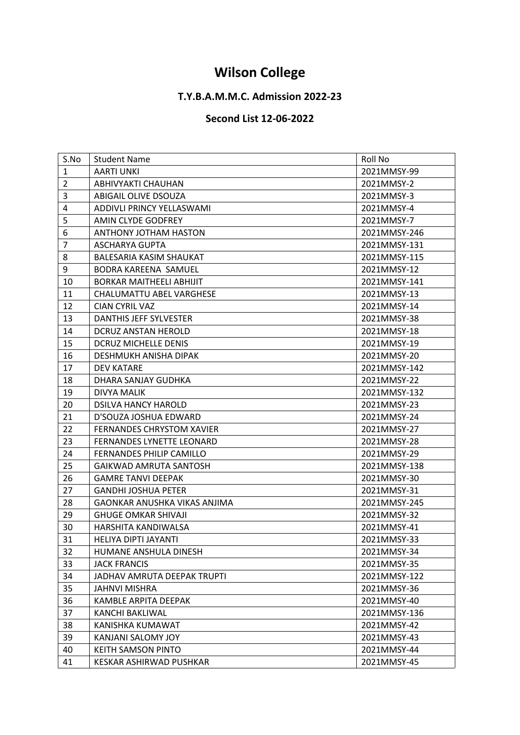# Wilson College

## T.Y.B.A.M.M.C. Admission 2022-23

## Second List 12-06-2022

| S.No | Student Name | Roll No |
|---|---|---|
| 1 | AARTI UNKI | 2021MMSY-99 |
| 2 | ABHIVYAKTI CHAUHAN | 2021MMSY-2 |
| 3 | ABIGAIL OLIVE DSOUZA | 2021MMSY-3 |
| 4 | ADDIVLI PRINCY YELLASWAMI | 2021MMSY-4 |
| 5 | AMIN CLYDE GODFREY | 2021MMSY-7 |
| 6 | ANTHONY JOTHAM HASTON | 2021MMSY-246 |
| 7 | ASCHARYA GUPTA | 2021MMSY-131 |
| 8 | BALESARIA KASIM SHAUKAT | 2021MMSY-115 |
| 9 | BODRA KAREENA SAMUEL | 2021MMSY-12 |
| 10 | BORKAR MAITHEELI ABHIJIT | 2021MMSY-141 |
| 11 | CHALUMATTU ABEL VARGHESE | 2021MMSY-13 |
| 12 | CIAN CYRIL VAZ | 2021MMSY-14 |
| 13 | DANTHIS JEFF SYLVESTER | 2021MMSY-38 |
| 14 | DCRUZ ANSTAN HEROLD | 2021MMSY-18 |
| 15 | DCRUZ MICHELLE DENIS | 2021MMSY-19 |
| 16 | DESHMUKH ANISHA DIPAK | 2021MMSY-20 |
| 17 | DEV KATARE | 2021MMSY-142 |
| 18 | DHARA SANJAY GUDHKA | 2021MMSY-22 |
| 19 | DIVYA MALIK | 2021MMSY-132 |
| 20 | DSILVA HANCY HAROLD | 2021MMSY-23 |
| 21 | D'SOUZA JOSHUA EDWARD | 2021MMSY-24 |
| 22 | FERNANDES CHRYSTOM XAVIER | 2021MMSY-27 |
| 23 | FERNANDES LYNETTE LEONARD | 2021MMSY-28 |
| 24 | FERNANDES PHILIP CAMILLO | 2021MMSY-29 |
| 25 | GAIKWAD AMRUTA SANTOSH | 2021MMSY-138 |
| 26 | GAMRE TANVI DEEPAK | 2021MMSY-30 |
| 27 | GANDHI JOSHUA PETER | 2021MMSY-31 |
| 28 | GAONKAR ANUSHKA VIKAS ANJIMA | 2021MMSY-245 |
| 29 | GHUGE OMKAR SHIVAJI | 2021MMSY-32 |
| 30 | HARSHITA KANDIWALSA | 2021MMSY-41 |
| 31 | HELIYA DIPTI JAYANTI | 2021MMSY-33 |
| 32 | HUMANE ANSHULA DINESH | 2021MMSY-34 |
| 33 | JACK FRANCIS | 2021MMSY-35 |
| 34 | JADHAV AMRUTA DEEPAK TRUPTI | 2021MMSY-122 |
| 35 | JAHNVI MISHRA | 2021MMSY-36 |
| 36 | KAMBLE ARPITA DEEPAK | 2021MMSY-40 |
| 37 | KANCHI BAKLIWAL | 2021MMSY-136 |
| 38 | KANISHKA KUMAWAT | 2021MMSY-42 |
| 39 | KANJANI SALOMY JOY | 2021MMSY-43 |
| 40 | KEITH SAMSON PINTO | 2021MMSY-44 |
| 41 | KESKAR ASHIRWAD PUSHKAR | 2021MMSY-45 |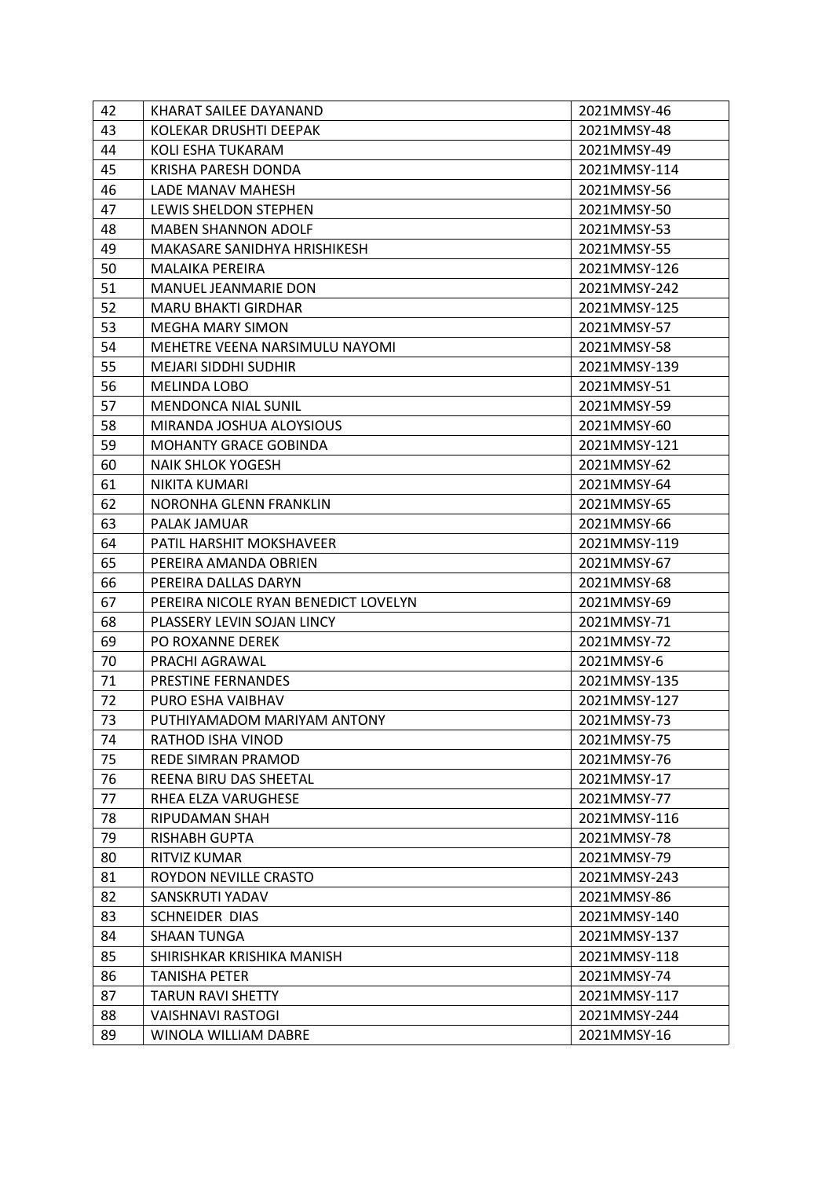| 42 | KHARAT SAILEE DAYANAND | 2021MMSY-46 |
|---|---|---|
| 43 | KOLEKAR DRUSHTI DEEPAK | 2021MMSY-48 |
| 44 | KOLI ESHA TUKARAM | 2021MMSY-49 |
| 45 | KRISHA PARESH DONDA | 2021MMSY-114 |
| 46 | LADE MANAV MAHESH | 2021MMSY-56 |
| 47 | LEWIS SHELDON STEPHEN | 2021MMSY-50 |
| 48 | MABEN SHANNON ADOLF | 2021MMSY-53 |
| 49 | MAKASARE SANIDHYA HRISHIKESH | 2021MMSY-55 |
| 50 | MALAIKA PEREIRA | 2021MMSY-126 |
| 51 | MANUEL JEANMARIE DON | 2021MMSY-242 |
| 52 | MARU BHAKTI GIRDHAR | 2021MMSY-125 |
| 53 | MEGHA MARY SIMON | 2021MMSY-57 |
| 54 | MEHETRE VEENA NARSIMULU NAYOMI | 2021MMSY-58 |
| 55 | MEJARI SIDDHI SUDHIR | 2021MMSY-139 |
| 56 | MELINDA LOBO | 2021MMSY-51 |
| 57 | MENDONCA NIAL SUNIL | 2021MMSY-59 |
| 58 | MIRANDA JOSHUA ALOYSIOUS | 2021MMSY-60 |
| 59 | MOHANTY GRACE GOBINDA | 2021MMSY-121 |
| 60 | NAIK SHLOK YOGESH | 2021MMSY-62 |
| 61 | NIKITA KUMARI | 2021MMSY-64 |
| 62 | NORONHA GLENN FRANKLIN | 2021MMSY-65 |
| 63 | PALAK JAMUAR | 2021MMSY-66 |
| 64 | PATIL HARSHIT MOKSHAVEER | 2021MMSY-119 |
| 65 | PEREIRA AMANDA OBRIEN | 2021MMSY-67 |
| 66 | PEREIRA DALLAS DARYN | 2021MMSY-68 |
| 67 | PEREIRA NICOLE RYAN BENEDICT LOVELYN | 2021MMSY-69 |
| 68 | PLASSERY LEVIN SOJAN LINCY | 2021MMSY-71 |
| 69 | PO ROXANNE DEREK | 2021MMSY-72 |
| 70 | PRACHI AGRAWAL | 2021MMSY-6 |
| 71 | PRESTINE FERNANDES | 2021MMSY-135 |
| 72 | PURO ESHA VAIBHAV | 2021MMSY-127 |
| 73 | PUTHIYAMADOM MARIYAM ANTONY | 2021MMSY-73 |
| 74 | RATHOD ISHA VINOD | 2021MMSY-75 |
| 75 | REDE SIMRAN PRAMOD | 2021MMSY-76 |
| 76 | REENA BIRU DAS SHEETAL | 2021MMSY-17 |
| 77 | RHEA ELZA VARUGHESE | 2021MMSY-77 |
| 78 | RIPUDAMAN SHAH | 2021MMSY-116 |
| 79 | RISHABH GUPTA | 2021MMSY-78 |
| 80 | RITVIZ KUMAR | 2021MMSY-79 |
| 81 | ROYDON NEVILLE CRASTO | 2021MMSY-243 |
| 82 | SANSKRUTI YADAV | 2021MMSY-86 |
| 83 | SCHNEIDER DIAS | 2021MMSY-140 |
| 84 | SHAAN TUNGA | 2021MMSY-137 |
| 85 | SHIRISHKAR KRISHIKA MANISH | 2021MMSY-118 |
| 86 | TANISHA PETER | 2021MMSY-74 |
| 87 | TARUN RAVI SHETTY | 2021MMSY-117 |
| 88 | VAISHNAVI RASTOGI | 2021MMSY-244 |
| 89 | WINOLA WILLIAM DABRE | 2021MMSY-16 |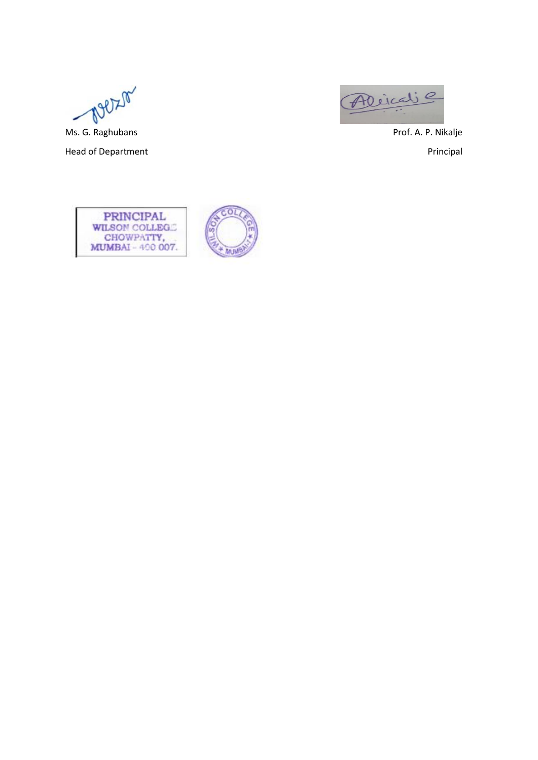Ms. G. Raghubans

Head of Department

Prof. A. P. Nikalje

Principal

PRINCIPAL
WILSON COLLEGE
CHOWPATTY,
MUMBAI - 400 007.